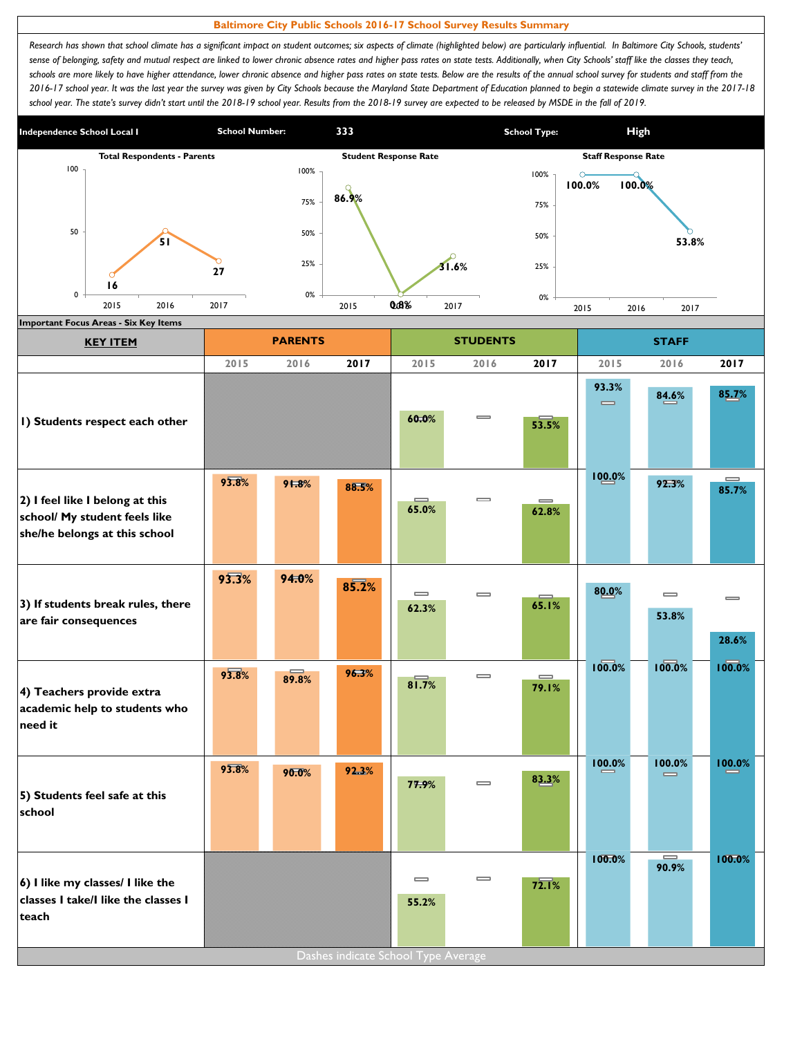# Baltimore City Public Schools 2016-17 School Survey Results Summary

*Research has shown that school climate has a significant impact on student outcomes; six aspects of climate (highlighted below) are particularly influential. In Baltimore City Schools, students' sense of belonging, safety and mutual respect are linked to lower chronic absence rates and higher pass rates on state tests. Additionally, when City Schools' staff like the classes they teach, schools are more likely to have higher attendance, lower chronic absence and higher pass rates on state tests. Below are the results of the annual school survey for students and staff from the 2016-17 school year. It was the last year the survey was given by City Schools because the Maryland State Department of Education planned to begin a statewide climate survey in the 2017-18 school year. The state's survey didn't start until the 2018-19 school year. Results from the 2018-19 survey are expected to be released by MSDE in the fall of 2019.*

| Independence School Local I | School Number: | 333 | School Type: | High |
|---|---|---|---|---|

| | 2015 | 2016 | 2017 |
|---|---|---|---|
| Total Respondents - Parents | 16 | 51 | 27 |
| Student Response Rate | 86.9% | 0.8% | 31.6% |
| Staff Response Rate | 100.0% | 100.0% | 53.8% |

## Important Focus Areas - Six Key Items

| KEY ITEM | PARENTS | | | STUDENTS | | | STAFF | | |
|---|---|---|---|---|---|---|---|---|---|
| | 2015 | 2016 | 2017 | 2015 | 2016 | 2017 | 2015 | 2016 | 2017 |
| 1) Students respect each other | | | | 60.0% | | 53.5% | 93.3% | 84.6% | 85.7% |
| 2) I feel like I belong at this school/ My student feels like she/he belongs at this school | 93.8% | 91.8% | 88.5% | 65.0% | | 62.8% | 100.0% | 92.3% | 85.7% |
| 3) If students break rules, there are fair consequences | 93.3% | 94.0% | 85.2% | 62.3% | | 65.1% | 80.0% | 53.8% | 28.6% |
| 4) Teachers provide extra academic help to students who need it | 93.8% | 89.8% | 96.3% | 81.7% | | 79.1% | 100.0% | 100.0% | 100.0% |
| 5) Students feel safe at this school | 93.8% | 90.0% | 92.3% | 77.9% | | 83.3% | 100.0% | 100.0% | 100.0% |
| 6) I like my classes/ I like the classes I take/I like the classes I teach | | | | 55.2% | | 72.1% | 100.0% | 90.9% | 100.0% |

Dashes indicate School Type Average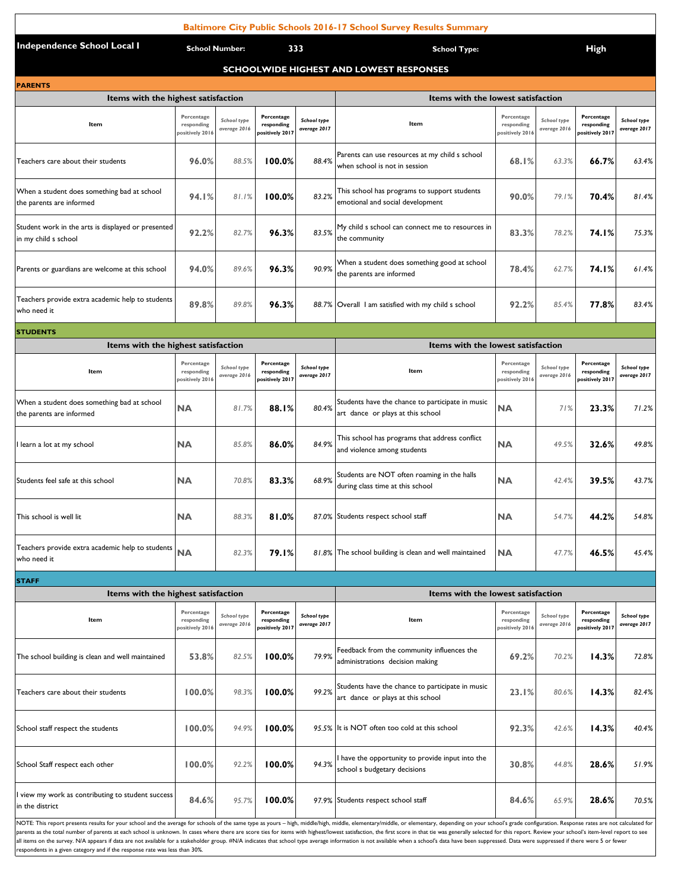# Baltimore City Public Schools 2016-17 School Survey Results Summary

**Independence School Local I** | **School Number:** 333 | **School Type:** High

## SCHOOLWIDE HIGHEST AND LOWEST RESPONSES

### PARENTS

| Items with the highest satisfaction | | | | | Items with the lowest satisfaction | | | | |
|---|---|---|---|---|---|---|---|---|---|
| Item | Percentage responding positively 2016 | School type average 2016 | Percentage responding positively 2017 | School type average 2017 | Item | Percentage responding positively 2016 | School type average 2016 | Percentage responding positively 2017 | School type average 2017 |
| Teachers care about their students | 96.0% | 88.5% | 100.0% | 88.4% | Parents can use resources at my child s school when school is not in session | 68.1% | 63.3% | 66.7% | 63.4% |
| When a student does something bad at school the parents are informed | 94.1% | 81.1% | 100.0% | 83.2% | This school has programs to support students emotional and social development | 90.0% | 79.1% | 70.4% | 81.4% |
| Student work in the arts is displayed or presented in my child s school | 92.2% | 82.7% | 96.3% | 83.5% | My child s school can connect me to resources in the community | 83.3% | 78.2% | 74.1% | 75.3% |
| Parents or guardians are welcome at this school | 94.0% | 89.6% | 96.3% | 90.9% | When a student does something good at school the parents are informed | 78.4% | 62.7% | 74.1% | 61.4% |
| Teachers provide extra academic help to students who need it | 89.8% | 89.8% | 96.3% | 88.7% | Overall I am satisfied with my child s school | 92.2% | 85.4% | 77.8% | 83.4% |

### STUDENTS

| Items with the highest satisfaction | | | | | Items with the lowest satisfaction | | | | |
|---|---|---|---|---|---|---|---|---|---|
| Item | Percentage responding positively 2016 | School type average 2016 | Percentage responding positively 2017 | School type average 2017 | Item | Percentage responding positively 2016 | School type average 2016 | Percentage responding positively 2017 | School type average 2017 |
| When a student does something bad at school the parents are informed | NA | 81.7% | 88.1% | 80.4% | Students have the chance to participate in music art dance or plays at this school | NA | 71% | 23.3% | 71.2% |
| I learn a lot at my school | NA | 85.8% | 86.0% | 84.9% | This school has programs that address conflict and violence among students | NA | 49.5% | 32.6% | 49.8% |
| Students feel safe at this school | NA | 70.8% | 83.3% | 68.9% | Students are NOT often roaming in the halls during class time at this school | NA | 42.4% | 39.5% | 43.7% |
| This school is well lit | NA | 88.3% | 81.0% | 87.0% | Students respect school staff | NA | 54.7% | 44.2% | 54.8% |
| Teachers provide extra academic help to students who need it | NA | 82.3% | 79.1% | 81.8% | The school building is clean and well maintained | NA | 47.7% | 46.5% | 45.4% |

### STAFF

| Items with the highest satisfaction | | | | | Items with the lowest satisfaction | | | | |
|---|---|---|---|---|---|---|---|---|---|
| Item | Percentage responding positively 2016 | School type average 2016 | Percentage responding positively 2017 | School type average 2017 | Item | Percentage responding positively 2016 | School type average 2016 | Percentage responding positively 2017 | School type average 2017 |
| The school building is clean and well maintained | 53.8% | 82.5% | 100.0% | 79.9% | Feedback from the community influences the administrations decision making | 69.2% | 70.2% | 14.3% | 72.8% |
| Teachers care about their students | 100.0% | 98.3% | 100.0% | 99.2% | Students have the chance to participate in music art dance or plays at this school | 23.1% | 80.6% | 14.3% | 82.4% |
| School staff respect the students | 100.0% | 94.9% | 100.0% | 95.5% | It is NOT often too cold at this school | 92.3% | 42.6% | 14.3% | 40.4% |
| School Staff respect each other | 100.0% | 92.2% | 100.0% | 94.3% | I have the opportunity to provide input into the school s budgetary decisions | 30.8% | 44.8% | 28.6% | 51.9% |
| I view my work as contributing to student success in the district | 84.6% | 95.7% | 100.0% | 97.9% | Students respect school staff | 84.6% | 65.9% | 28.6% | 70.5% |

NOTE: This report presents results for your school and the average for schools of the same type as yours – high, middle/high, middle, elementary/middle, or elementary, depending on your school's grade configuration. Response rates are not calculated for parents as the total number of parents at each school is unknown. In cases where there are score ties for items with highest/lowest satisfaction, the first score in that tie was generally selected for this report. Review your school's item-level report to see all items on the survey. N/A appears if data are not available for a stakeholder group. #N/A indicates that school type average information is not available when a school's data have been suppressed. Data were suppressed if there were 5 or fewer respondents in a given category and if the response rate was less than 30%.